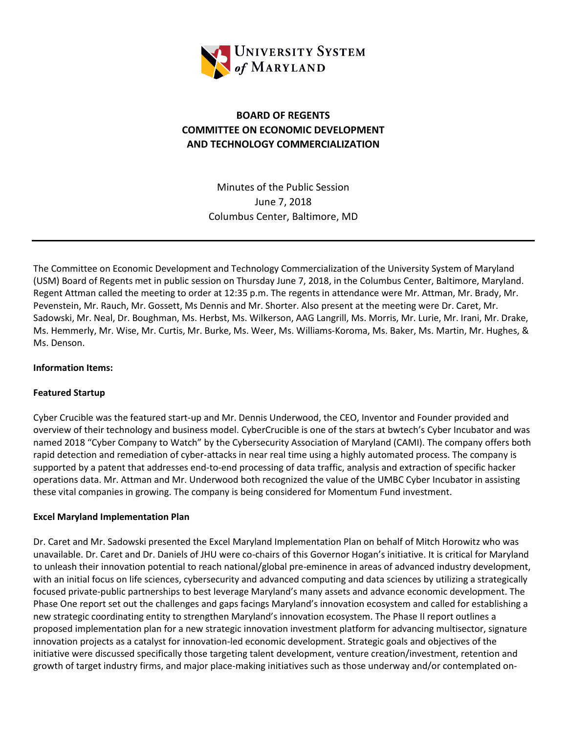# BOARD OF REGENTS
# COMMITTEE ON ECONOMIC DEVELOPMENT AND TECHNOLOGY COMMERCIALIZATION

Minutes of the Public Session
June 7, 2018
Columbus Center, Baltimore, MD

---

The Committee on Economic Development and Technology Commercialization of the University System of Maryland (USM) Board of Regents met in public session on Thursday June 7, 2018, in the Columbus Center, Baltimore, Maryland. Regent Attman called the meeting to order at 12:35 p.m. The regents in attendance were Mr. Attman, Mr. Brady, Mr. Pevenstein, Mr. Rauch, Mr. Gossett, Ms Dennis and Mr. Shorter. Also present at the meeting were Dr. Caret, Mr. Sadowski, Mr. Neal, Dr. Boughman, Ms. Herbst, Ms. Wilkerson, AAG Langrill, Ms. Morris, Mr. Lurie, Mr. Irani, Mr. Drake, Ms. Hemmerly, Mr. Wise, Mr. Curtis, Mr. Burke, Ms. Weer, Ms. Williams-Koroma, Ms. Baker, Ms. Martin, Mr. Hughes, & Ms. Denson.

**Information Items:**

**Featured Startup**

Cyber Crucible was the featured start-up and Mr. Dennis Underwood, the CEO, Inventor and Founder provided and overview of their technology and business model. CyberCrucible is one of the stars at bwtech's Cyber Incubator and was named 2018 "Cyber Company to Watch" by the Cybersecurity Association of Maryland (CAMI). The company offers both rapid detection and remediation of cyber-attacks in near real time using a highly automated process. The company is supported by a patent that addresses end-to-end processing of data traffic, analysis and extraction of specific hacker operations data. Mr. Attman and Mr. Underwood both recognized the value of the UMBC Cyber Incubator in assisting these vital companies in growing. The company is being considered for Momentum Fund investment.

**Excel Maryland Implementation Plan**

Dr. Caret and Mr. Sadowski presented the Excel Maryland Implementation Plan on behalf of Mitch Horowitz who was unavailable. Dr. Caret and Dr. Daniels of JHU were co-chairs of this Governor Hogan's initiative. It is critical for Maryland to unleash their innovation potential to reach national/global pre-eminence in areas of advanced industry development, with an initial focus on life sciences, cybersecurity and advanced computing and data sciences by utilizing a strategically focused private-public partnerships to best leverage Maryland's many assets and advance economic development. The Phase One report set out the challenges and gaps facings Maryland's innovation ecosystem and called for establishing a new strategic coordinating entity to strengthen Maryland's innovation ecosystem. The Phase II report outlines a proposed implementation plan for a new strategic innovation investment platform for advancing multisector, signature innovation projects as a catalyst for innovation-led economic development. Strategic goals and objectives of the initiative were discussed specifically those targeting talent development, venture creation/investment, retention and growth of target industry firms, and major place-making initiatives such as those underway and/or contemplated on-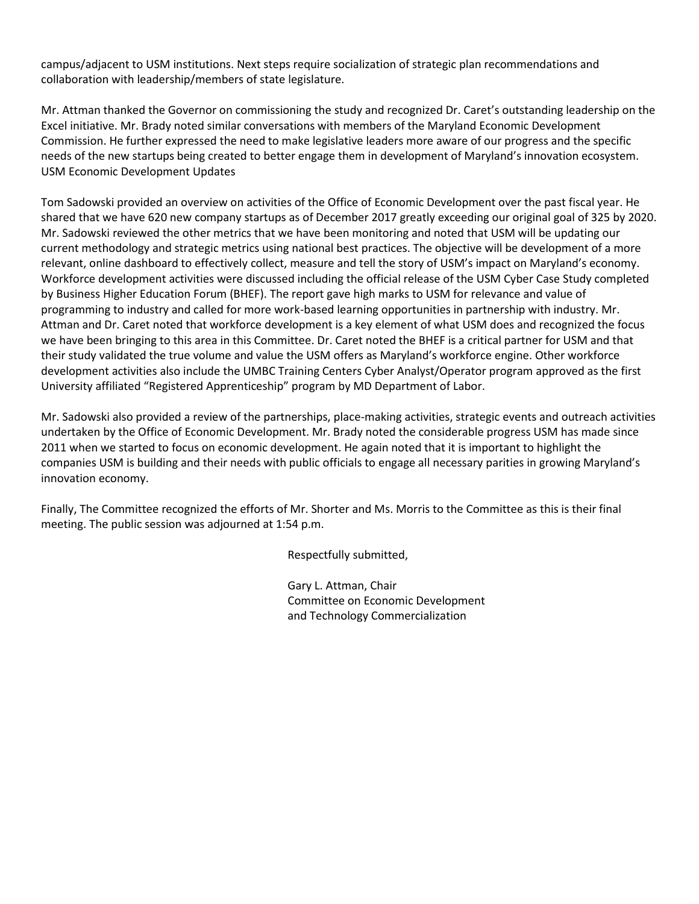campus/adjacent to USM institutions. Next steps require socialization of strategic plan recommendations and collaboration with leadership/members of state legislature.

Mr. Attman thanked the Governor on commissioning the study and recognized Dr. Caret's outstanding leadership on the Excel initiative. Mr. Brady noted similar conversations with members of the Maryland Economic Development Commission. He further expressed the need to make legislative leaders more aware of our progress and the specific needs of the new startups being created to better engage them in development of Maryland's innovation ecosystem.

USM Economic Development Updates

Tom Sadowski provided an overview on activities of the Office of Economic Development over the past fiscal year. He shared that we have 620 new company startups as of December 2017 greatly exceeding our original goal of 325 by 2020. Mr. Sadowski reviewed the other metrics that we have been monitoring and noted that USM will be updating our current methodology and strategic metrics using national best practices. The objective will be development of a more relevant, online dashboard to effectively collect, measure and tell the story of USM's impact on Maryland's economy. Workforce development activities were discussed including the official release of the USM Cyber Case Study completed by Business Higher Education Forum (BHEF). The report gave high marks to USM for relevance and value of programming to industry and called for more work-based learning opportunities in partnership with industry. Mr. Attman and Dr. Caret noted that workforce development is a key element of what USM does and recognized the focus we have been bringing to this area in this Committee. Dr. Caret noted the BHEF is a critical partner for USM and that their study validated the true volume and value the USM offers as Maryland's workforce engine. Other workforce development activities also include the UMBC Training Centers Cyber Analyst/Operator program approved as the first University affiliated "Registered Apprenticeship" program by MD Department of Labor.

Mr. Sadowski also provided a review of the partnerships, place-making activities, strategic events and outreach activities undertaken by the Office of Economic Development. Mr. Brady noted the considerable progress USM has made since 2011 when we started to focus on economic development. He again noted that it is important to highlight the companies USM is building and their needs with public officials to engage all necessary parities in growing Maryland's innovation economy.

Finally, The Committee recognized the efforts of Mr. Shorter and Ms. Morris to the Committee as this is their final meeting. The public session was adjourned at 1:54 p.m.

Respectfully submitted,

Gary L. Attman, Chair
Committee on Economic Development
and Technology Commercialization